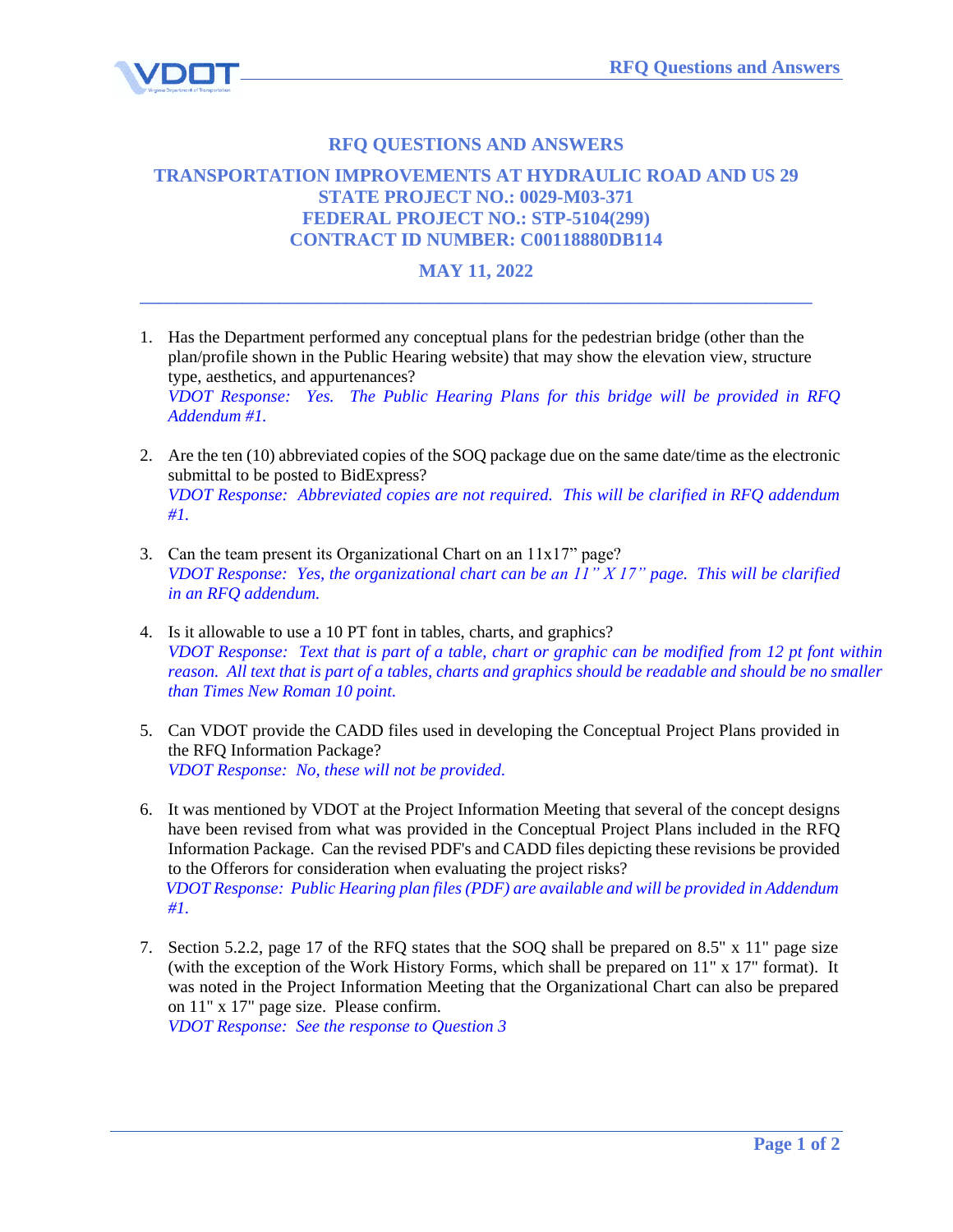# RFQ QUESTIONS AND ANSWERS

## TRANSPORTATION IMPROVEMENTS AT HYDRAULIC ROAD AND US 29
## STATE PROJECT NO.: 0029-M03-371
## FEDERAL PROJECT NO.: STP-5104(299)
## CONTRACT ID NUMBER: C00118880DB114

## MAY 11, 2022

---

1. Has the Department performed any conceptual plans for the pedestrian bridge (other than the plan/profile shown in the Public Hearing website) that may show the elevation view, structure type, aesthetics, and appurtenances?
   *VDOT Response: Yes. The Public Hearing Plans for this bridge will be provided in RFQ Addendum #1.*

2. Are the ten (10) abbreviated copies of the SOQ package due on the same date/time as the electronic submittal to be posted to BidExpress?
   *VDOT Response: Abbreviated copies are not required. This will be clarified in RFQ addendum #1.*

3. Can the team present its Organizational Chart on an 11x17" page?
   *VDOT Response: Yes, the organizational chart can be an 11" X 17" page. This will be clarified in an RFQ addendum.*

4. Is it allowable to use a 10 PT font in tables, charts, and graphics?
   *VDOT Response: Text that is part of a table, chart or graphic can be modified from 12 pt font within reason. All text that is part of a tables, charts and graphics should be readable and should be no smaller than Times New Roman 10 point.*

5. Can VDOT provide the CADD files used in developing the Conceptual Project Plans provided in the RFQ Information Package?
   *VDOT Response: No, these will not be provided.*

6. It was mentioned by VDOT at the Project Information Meeting that several of the concept designs have been revised from what was provided in the Conceptual Project Plans included in the RFQ Information Package. Can the revised PDF's and CADD files depicting these revisions be provided to the Offerors for consideration when evaluating the project risks?
   *VDOT Response: Public Hearing plan files (PDF) are available and will be provided in Addendum #1.*

7. Section 5.2.2, page 17 of the RFQ states that the SOQ shall be prepared on 8.5" x 11" page size (with the exception of the Work History Forms, which shall be prepared on 11" x 17" format). It was noted in the Project Information Meeting that the Organizational Chart can also be prepared on 11" x 17" page size. Please confirm.
   *VDOT Response: See the response to Question 3*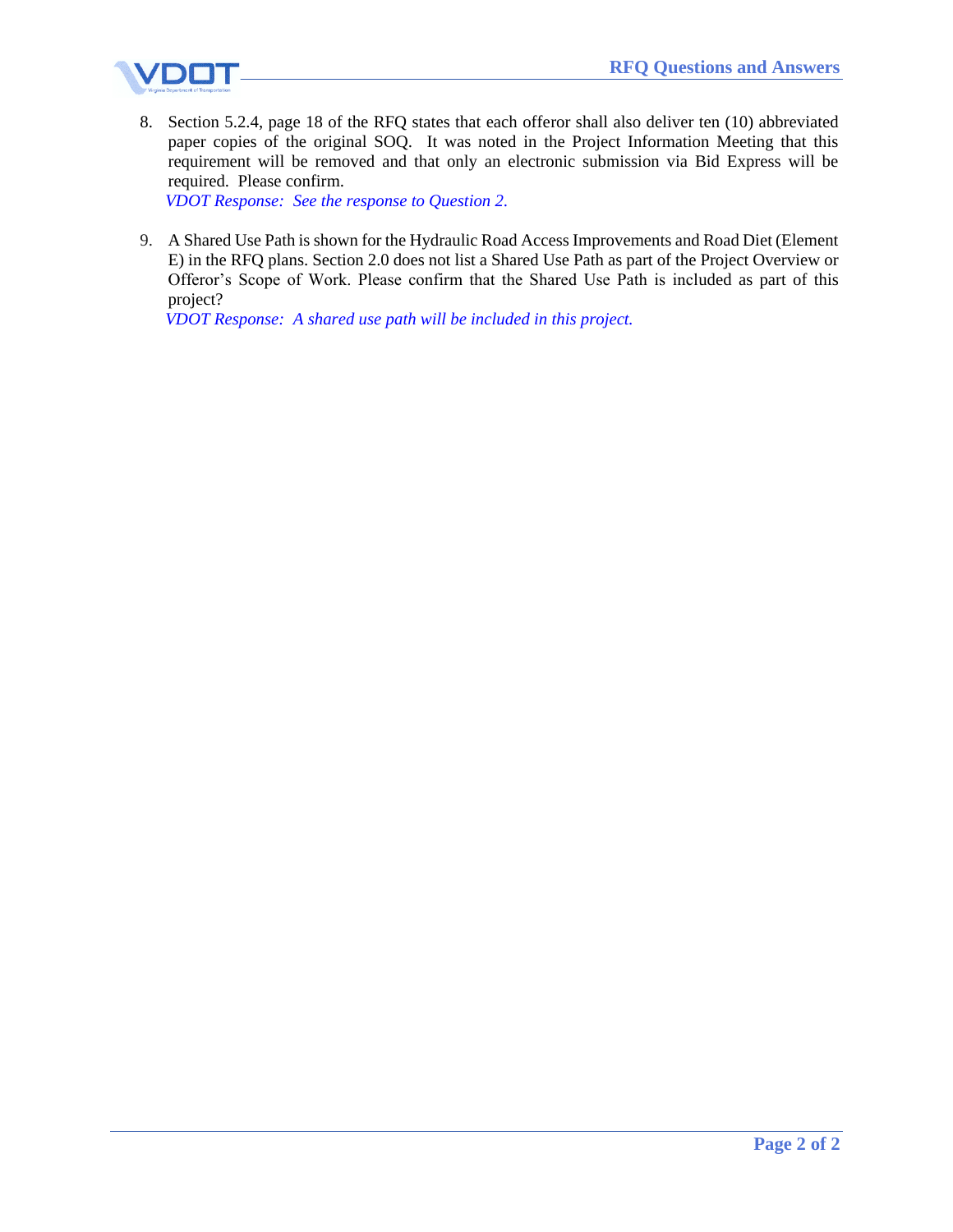8. Section 5.2.4, page 18 of the RFQ states that each offeror shall also deliver ten (10) abbreviated paper copies of the original SOQ. It was noted in the Project Information Meeting that this requirement will be removed and that only an electronic submission via Bid Express will be required. Please confirm.
   *VDOT Response: See the response to Question 2.*

9. A Shared Use Path is shown for the Hydraulic Road Access Improvements and Road Diet (Element E) in the RFQ plans. Section 2.0 does not list a Shared Use Path as part of the Project Overview or Offeror's Scope of Work. Please confirm that the Shared Use Path is included as part of this project?
   *VDOT Response: A shared use path will be included in this project.*